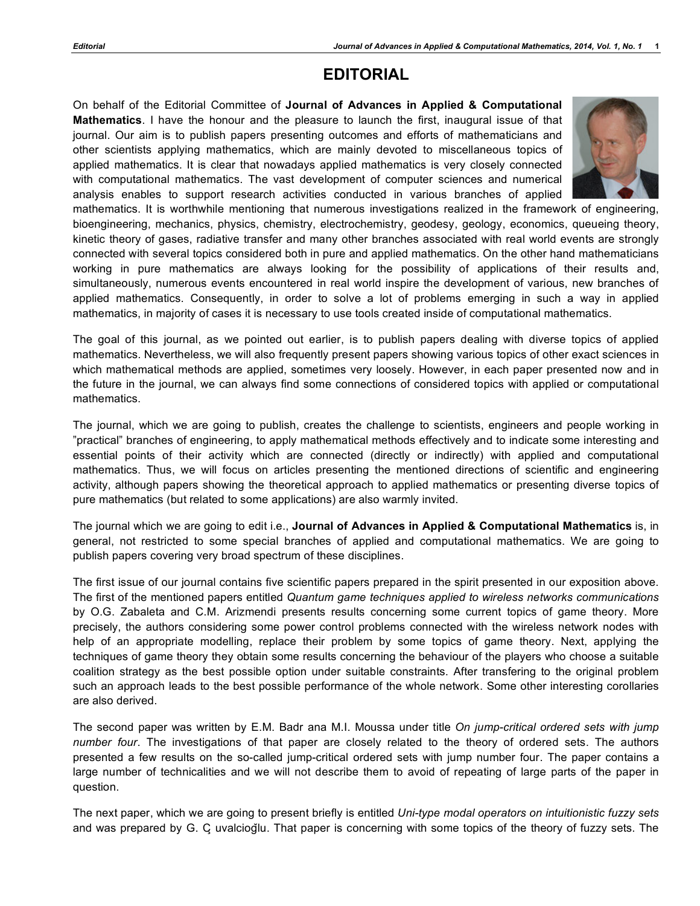# EDITORIAL

On behalf of the Editorial Committee of **Journal of Advances in Applied & Computational Mathematics**. I have the honour and the pleasure to launch the first, inaugural issue of that journal. Our aim is to publish papers presenting outcomes and efforts of mathematicians and other scientists applying mathematics, which are mainly devoted to miscellaneous topics of applied mathematics. It is clear that nowadays applied mathematics is very closely connected with computational mathematics. The vast development of computer sciences and numerical analysis enables to support research activities conducted in various branches of applied mathematics. It is worthwhile mentioning that numerous investigations realized in the framework of engineering, bioengineering, mechanics, physics, chemistry, electrochemistry, geodesy, geology, economics, queueing theory, kinetic theory of gases, radiative transfer and many other branches associated with real world events are strongly connected with several topics considered both in pure and applied mathematics. On the other hand mathematicians working in pure mathematics are always looking for the possibility of applications of their results and, simultaneously, numerous events encountered in real world inspire the development of various, new branches of applied mathematics. Consequently, in order to solve a lot of problems emerging in such a way in applied mathematics, in majority of cases it is necessary to use tools created inside of computational mathematics.

The goal of this journal, as we pointed out earlier, is to publish papers dealing with diverse topics of applied mathematics. Nevertheless, we will also frequently present papers showing various topics of other exact sciences in which mathematical methods are applied, sometimes very loosely. However, in each paper presented now and in the future in the journal, we can always find some connections of considered topics with applied or computational mathematics.

The journal, which we are going to publish, creates the challenge to scientists, engineers and people working in "practical" branches of engineering, to apply mathematical methods effectively and to indicate some interesting and essential points of their activity which are connected (directly or indirectly) with applied and computational mathematics. Thus, we will focus on articles presenting the mentioned directions of scientific and engineering activity, although papers showing the theoretical approach to applied mathematics or presenting diverse topics of pure mathematics (but related to some applications) are also warmly invited.

The journal which we are going to edit i.e., **Journal of Advances in Applied & Computational Mathematics** is, in general, not restricted to some special branches of applied and computational mathematics. We are going to publish papers covering very broad spectrum of these disciplines.

The first issue of our journal contains five scientific papers prepared in the spirit presented in our exposition above. The first of the mentioned papers entitled *Quantum game techniques applied to wireless networks communications* by O.G. Zabaleta and C.M. Arizmendi presents results concerning some current topics of game theory. More precisely, the authors considering some power control problems connected with the wireless network nodes with help of an appropriate modelling, replace their problem by some topics of game theory. Next, applying the techniques of game theory they obtain some results concerning the behaviour of the players who choose a suitable coalition strategy as the best possible option under suitable constraints. After transfering to the original problem such an approach leads to the best possible performance of the whole network. Some other interesting corollaries are also derived.

The second paper was written by E.M. Badr ana M.I. Moussa under title *On jump-critical ordered sets with jump number four*. The investigations of that paper are closely related to the theory of ordered sets. The authors presented a few results on the so-called jump-critical ordered sets with jump number four. The paper contains a large number of technicalities and we will not describe them to avoid of repeating of large parts of the paper in question.

The next paper, which we are going to present briefly is entitled *Uni-type modal operators on intuitionistic fuzzy sets* and was prepared by G. Ç uvalcioğlu. That paper is concerning with some topics of the theory of fuzzy sets. The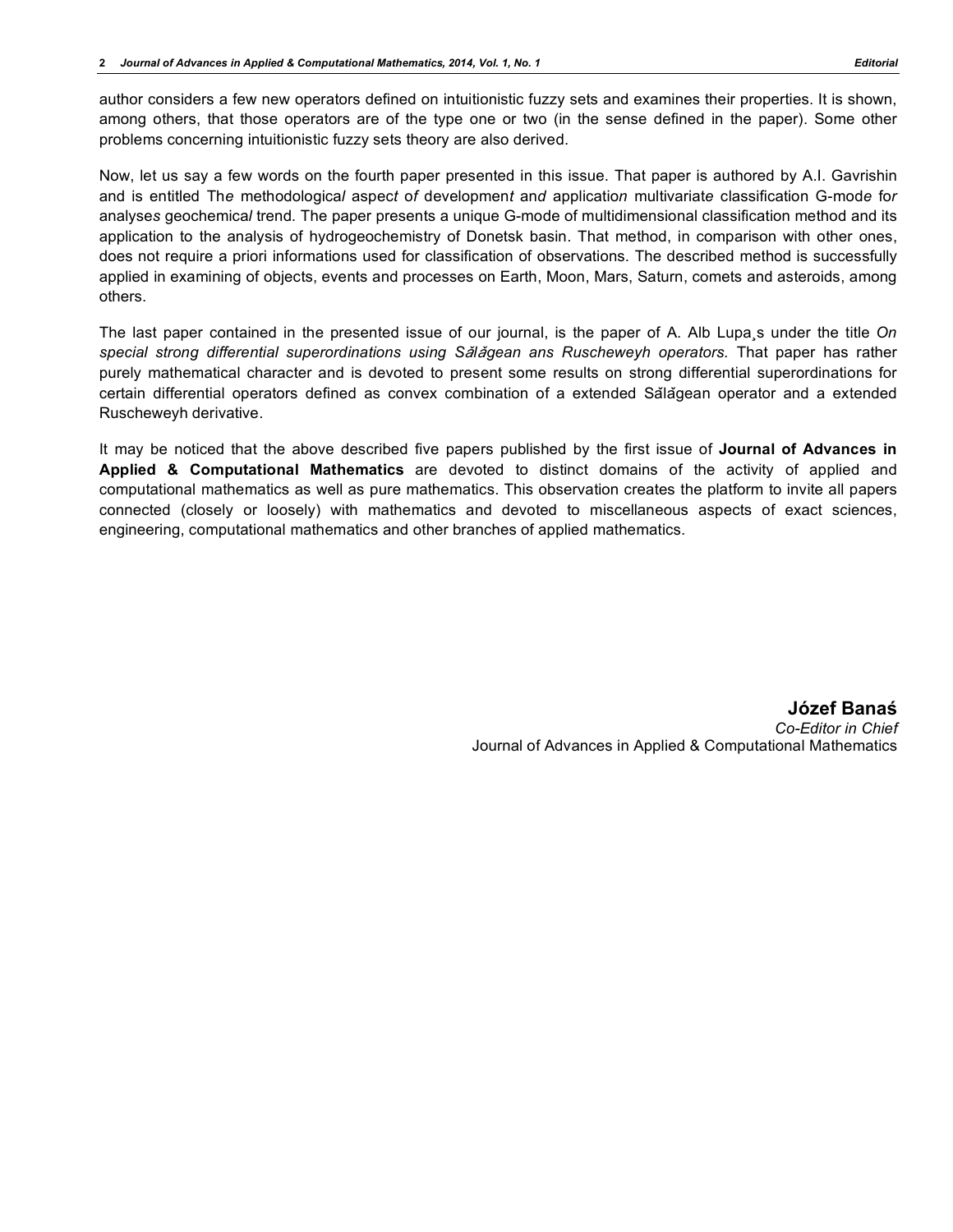author considers a few new operators defined on intuitionistic fuzzy sets and examines their properties. It is shown, among others, that those operators are of the type one or two (in the sense defined in the paper). Some other problems concerning intuitionistic fuzzy sets theory are also derived.

Now, let us say a few words on the fourth paper presented in this issue. That paper is authored by A.I. Gavrishin and is entitled Th*e* methodologica*l* aspec*t* o*f* developmen*t* an*d* applicatio*n* multivariat*e* classification G-mod*e* fo*r* analyse*s* geochemica*l* trend*.* The paper presents a unique G-mode of multidimensional classification method and its application to the analysis of hydrogeochemistry of Donetsk basin. That method, in comparison with other ones, does not require a priori informations used for classification of observations. The described method is successfully applied in examining of objects, events and processes on Earth, Moon, Mars, Saturn, comets and asteroids, among others.

The last paper contained in the presented issue of our journal, is the paper of A. Alb Lupa¸s under the title *On special strong differential superordinations using Sălăgean ans Ruscheweyh operators.* That paper has rather purely mathematical character and is devoted to present some results on strong differential superordinations for certain differential operators defined as convex combination of a extended Sălăgean operator and a extended Ruscheweyh derivative.

It may be noticed that the above described five papers published by the first issue of **Journal of Advances in Applied & Computational Mathematics** are devoted to distinct domains of the activity of applied and computational mathematics as well as pure mathematics. This observation creates the platform to invite all papers connected (closely or loosely) with mathematics and devoted to miscellaneous aspects of exact sciences, engineering, computational mathematics and other branches of applied mathematics.

**Józef Banaś**
*Co-Editor in Chief*
Journal of Advances in Applied & Computational Mathematics